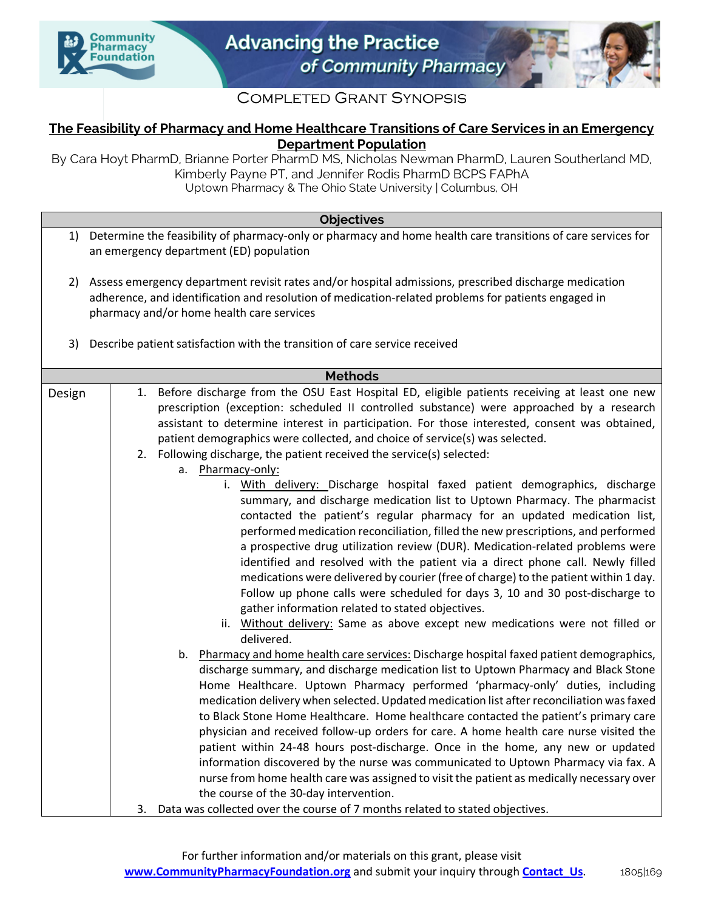Community Pharmacy Foundation

Advancing the Practice of Community Pharmacy

# Completed Grant Synopsis

## The Feasibility of Pharmacy and Home Healthcare Transitions of Care Services in an Emergency Department Population

By Cara Hoyt PharmD, Brianne Porter PharmD MS, Nicholas Newman PharmD, Lauren Southerland MD, Kimberly Payne PT, and Jennifer Rodis PharmD BCPS FAPhA

Uptown Pharmacy & The Ohio State University | Columbus, OH

### Objectives

1) Determine the feasibility of pharmacy-only or pharmacy and home health care transitions of care services for an emergency department (ED) population

2) Assess emergency department revisit rates and/or hospital admissions, prescribed discharge medication adherence, and identification and resolution of medication-related problems for patients engaged in pharmacy and/or home health care services

3) Describe patient satisfaction with the transition of care service received

### Methods

**Design**

1. Before discharge from the OSU East Hospital ED, eligible patients receiving at least one new prescription (exception: scheduled II controlled substance) were approached by a research assistant to determine interest in participation. For those interested, consent was obtained, patient demographics were collected, and choice of service(s) was selected.
2. Following discharge, the patient received the service(s) selected:
   a. Pharmacy-only:
      i. With delivery: Discharge hospital faxed patient demographics, discharge summary, and discharge medication list to Uptown Pharmacy. The pharmacist contacted the patient's regular pharmacy for an updated medication list, performed medication reconciliation, filled the new prescriptions, and performed a prospective drug utilization review (DUR). Medication-related problems were identified and resolved with the patient via a direct phone call. Newly filled medications were delivered by courier (free of charge) to the patient within 1 day. Follow up phone calls were scheduled for days 3, 10 and 30 post-discharge to gather information related to stated objectives.
      ii. Without delivery: Same as above except new medications were not filled or delivered.
   b. Pharmacy and home health care services: Discharge hospital faxed patient demographics, discharge summary, and discharge medication list to Uptown Pharmacy and Black Stone Home Healthcare. Uptown Pharmacy performed 'pharmacy-only' duties, including medication delivery when selected. Updated medication list after reconciliation was faxed to Black Stone Home Healthcare. Home healthcare contacted the patient's primary care physician and received follow-up orders for care. A home health care nurse visited the patient within 24-48 hours post-discharge. Once in the home, any new or updated information discovered by the nurse was communicated to Uptown Pharmacy via fax. A nurse from home health care was assigned to visit the patient as medically necessary over the course of the 30-day intervention.
3. Data was collected over the course of 7 months related to stated objectives.

For further information and/or materials on this grant, please visit www.CommunityPharmacyFoundation.org and submit your inquiry through Contact Us.

1805|169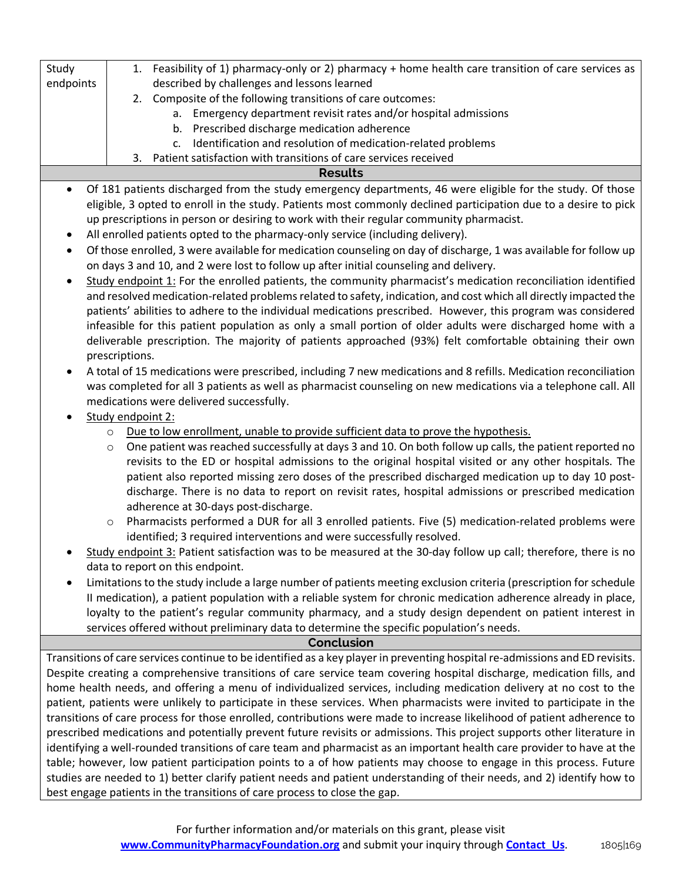| | |
|---|---|
| Study endpoints | 1. Feasibility of 1) pharmacy-only or 2) pharmacy + home health care transition of care services as described by challenges and lessons learned<br>2. Composite of the following transitions of care outcomes:<br>a. Emergency department revisit rates and/or hospital admissions<br>b. Prescribed discharge medication adherence<br>c. Identification and resolution of medication-related problems<br>3. Patient satisfaction with transitions of care services received |

## Results

- Of 181 patients discharged from the study emergency departments, 46 were eligible for the study. Of those eligible, 3 opted to enroll in the study. Patients most commonly declined participation due to a desire to pick up prescriptions in person or desiring to work with their regular community pharmacist.
- All enrolled patients opted to the pharmacy-only service (including delivery).
- Of those enrolled, 3 were available for medication counseling on day of discharge, 1 was available for follow up on days 3 and 10, and 2 were lost to follow up after initial counseling and delivery.
- Study endpoint 1: For the enrolled patients, the community pharmacist's medication reconciliation identified and resolved medication-related problems related to safety, indication, and cost which all directly impacted the patients' abilities to adhere to the individual medications prescribed. However, this program was considered infeasible for this patient population as only a small portion of older adults were discharged home with a deliverable prescription. The majority of patients approached (93%) felt comfortable obtaining their own prescriptions.
- A total of 15 medications were prescribed, including 7 new medications and 8 refills. Medication reconciliation was completed for all 3 patients as well as pharmacist counseling on new medications via a telephone call. All medications were delivered successfully.
- Study endpoint 2:
  - Due to low enrollment, unable to provide sufficient data to prove the hypothesis.
  - One patient was reached successfully at days 3 and 10. On both follow up calls, the patient reported no revisits to the ED or hospital admissions to the original hospital visited or any other hospitals. The patient also reported missing zero doses of the prescribed discharged medication up to day 10 post-discharge. There is no data to report on revisit rates, hospital admissions or prescribed medication adherence at 30-days post-discharge.
  - Pharmacists performed a DUR for all 3 enrolled patients. Five (5) medication-related problems were identified; 3 required interventions and were successfully resolved.
- Study endpoint 3: Patient satisfaction was to be measured at the 30-day follow up call; therefore, there is no data to report on this endpoint.
- Limitations to the study include a large number of patients meeting exclusion criteria (prescription for schedule II medication), a patient population with a reliable system for chronic medication adherence already in place, loyalty to the patient's regular community pharmacy, and a study design dependent on patient interest in services offered without preliminary data to determine the specific population's needs.

## Conclusion

Transitions of care services continue to be identified as a key player in preventing hospital re-admissions and ED revisits. Despite creating a comprehensive transitions of care service team covering hospital discharge, medication fills, and home health needs, and offering a menu of individualized services, including medication delivery at no cost to the patient, patients were unlikely to participate in these services. When pharmacists were invited to participate in the transitions of care process for those enrolled, contributions were made to increase likelihood of patient adherence to prescribed medications and potentially prevent future revisits or admissions. This project supports other literature in identifying a well-rounded transitions of care team and pharmacist as an important health care provider to have at the table; however, low patient participation points to a of how patients may choose to engage in this process. Future studies are needed to 1) better clarify patient needs and patient understanding of their needs, and 2) identify how to best engage patients in the transitions of care process to close the gap.

For further information and/or materials on this grant, please visit **www.CommunityPharmacyFoundation.org** and submit your inquiry through **Contact Us**. 1805|169